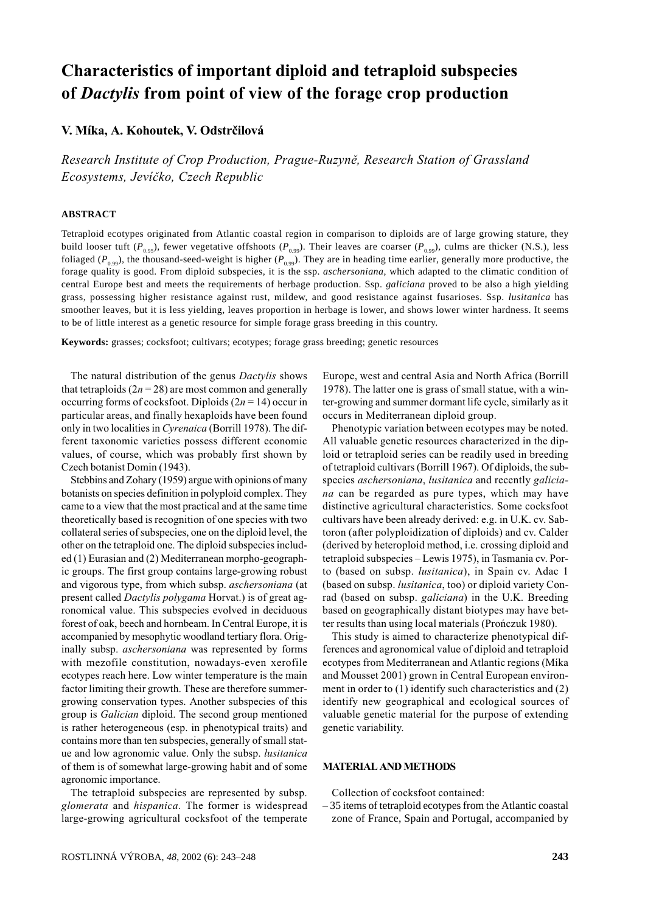# Characteristics of important diploid and tetraploid subspecies of *Dactylis* from point of view of the forage crop production

**V. Míka, A. Kohoutek, V. Odstrčilová**

*Research Institute of Crop Production, Prague-Ruzyně, Research Station of Grassland Ecosystems, Jevíčko, Czech Republic*

## ABSTRACT

Tetraploid ecotypes originated from Atlantic coastal region in comparison to diploids are of large growing stature, they build looser tuft ($P_{0.95}$), fewer vegetative offshoots ($P_{0.99}$). Their leaves are coarser ($P_{0.99}$), culms are thicker (N.S.), less foliaged ($P_{0.99}$), the thousand-seed-weight is higher ($P_{0.99}$). They are in heading time earlier, generally more productive, the forage quality is good. From diploid subspecies, it is the ssp. *aschersoniana*, which adapted to the climatic condition of central Europe best and meets the requirements of herbage production. Ssp. *galiciana* proved to be also a high yielding grass, possessing higher resistance against rust, mildew, and good resistance against fusarioses. Ssp. *lusitanica* has smoother leaves, but it is less yielding, leaves proportion in herbage is lower, and shows lower winter hardness. It seems to be of little interest as a genetic resource for simple forage grass breeding in this country.

**Keywords:** grasses; cocksfoot; cultivars; ecotypes; forage grass breeding; genetic resources

The natural distribution of the genus *Dactylis* shows that tetraploids ($2n = 28$) are most common and generally occurring forms of cocksfoot. Diploids ($2n = 14$) occur in particular areas, and finally hexaploids have been found only in two localities in *Cyrenaica* (Borrill 1978). The different taxonomic varieties possess different economic values, of course, which was probably first shown by Czech botanist Domin (1943).

Stebbins and Zohary (1959) argue with opinions of many botanists on species definition in polyploid complex. They came to a view that the most practical and at the same time theoretically based is recognition of one species with two collateral series of subspecies, one on the diploid level, the other on the tetraploid one. The diploid subspecies included (1) Eurasian and (2) Mediterranean morpho-geographic groups. The first group contains large-growing robust and vigorous type, from which subsp. *aschersoniana* (at present called *Dactylis polygama* Horvat.) is of great agronomical value. This subspecies evolved in deciduous forest of oak, beech and hornbeam. In Central Europe, it is accompanied by mesophytic woodland tertiary flora. Originally subsp. *aschersoniana* was represented by forms with mezofile constitution, nowadays-even xerofile ecotypes reach here. Low winter temperature is the main factor limiting their growth. These are therefore summer-growing conservation types. Another subspecies of this group is *Galician* diploid. The second group mentioned is rather heterogeneous (esp. in phenotypical traits) and contains more than ten subspecies, generally of small statue and low agronomic value. Only the subsp. *lusitanica* of them is of somewhat large-growing habit and of some agronomic importance.

The tetraploid subspecies are represented by subsp. *glomerata* and *hispanica*. The former is widespread large-growing agricultural cocksfoot of the temperate Europe, west and central Asia and North Africa (Borrill 1978). The latter one is grass of small statue, with a winter-growing and summer dormant life cycle, similarly as it occurs in Mediterranean diploid group.

Phenotypic variation between ecotypes may be noted. All valuable genetic resources characterized in the diploid or tetraploid series can be readily used in breeding of tetraploid cultivars (Borrill 1967). Of diploids, the subspecies *aschersoniana*, *lusitanica* and recently *galiciana* can be regarded as pure types, which may have distinctive agricultural characteristics. Some cocksfoot cultivars have been already derived: e.g. in U.K. cv. Sabtoron (after polyploidization of diploids) and cv. Calder (derived by heteroploid method, i.e. crossing diploid and tetraploid subspecies – Lewis 1975), in Tasmania cv. Porto (based on subsp. *lusitanica*), in Spain cv. Adac 1 (based on subsp. *lusitanica*, too) or diploid variety Conrad (based on subsp. *galiciana*) in the U.K. Breeding based on geographically distant biotypes may have better results than using local materials (Prończuk 1980).

This study is aimed to characterize phenotypical differences and agronomical value of diploid and tetraploid ecotypes from Mediterranean and Atlantic regions (Míka and Mousset 2001) grown in Central European environment in order to (1) identify such characteristics and (2) identify new geographical and ecological sources of valuable genetic material for the purpose of extending genetic variability.

## MATERIAL AND METHODS

Collection of cocksfoot contained:

– 35 items of tetraploid ecotypes from the Atlantic coastal zone of France, Spain and Portugal, accompanied by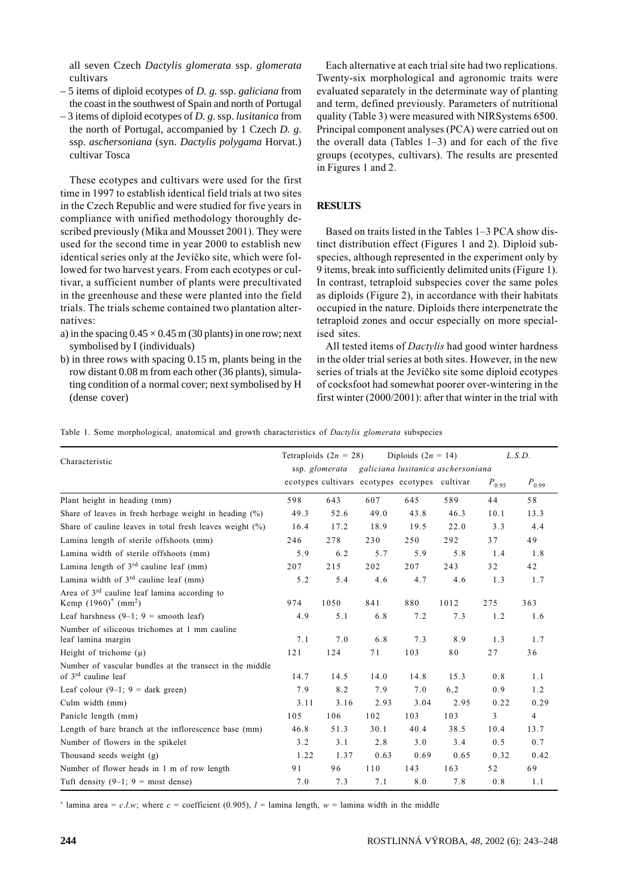all seven Czech *Dactylis glomerata* ssp. *glomerata* cultivars

– 5 items of diploid ecotypes of *D. g.* ssp. *galiciana* from the coast in the southwest of Spain and north of Portugal
– 3 items of diploid ecotypes of *D. g.* ssp. *lusitanica* from the north of Portugal, accompanied by 1 Czech *D. g.* ssp. *aschersoniana* (syn. *Dactylis polygama* Horvat.) cultivar Tosca

These ecotypes and cultivars were used for the first time in 1997 to establish identical field trials at two sites in the Czech Republic and were studied for five years in compliance with unified methodology thoroughly described previously (Míka and Mousset 2001). They were used for the second time in year 2000 to establish new identical series only at the Jevíčko site, which were followed for two harvest years. From each ecotypes or cultivar, a sufficient number of plants were precultivated in the greenhouse and these were planted into the field trials. The trials scheme contained two plantation alternatives:

a) in the spacing 0.45 × 0.45 m (30 plants) in one row; next symbolised by I (individuals)
b) in three rows with spacing 0.15 m, plants being in the row distant 0.08 m from each other (36 plants), simulating condition of a normal cover; next symbolised by H (dense cover)

Each alternative at each trial site had two replications. Twenty-six morphological and agronomic traits were evaluated separately in the determinate way of planting and term, defined previously. Parameters of nutritional quality (Table 3) were measured with NIRSystems 6500. Principal component analyses (PCA) were carried out on the overall data (Tables 1–3) and for each of the five groups (ecotypes, cultivars). The results are presented in Figures 1 and 2.

## RESULTS

Based on traits listed in the Tables 1–3 PCA show distinct distribution effect (Figures 1 and 2). Diploid subspecies, although represented in the experiment only by 9 items, break into sufficiently delimited units (Figure 1). In contrast, tetraploid subspecies cover the same poles as diploids (Figure 2), in accordance with their habitats occupied in the nature. Diploids there interpenetrate the tetraploid zones and occur especially on more specialised sites.

All tested items of *Dactylis* had good winter hardness in the older trial series at both sites. However, in the new series of trials at the Jevíčko site some diploid ecotypes of cocksfoot had somewhat poorer over-wintering in the first winter (2000/2001): after that winter in the trial with

Table 1. Some morphological, anatomical and growth characteristics of *Dactylis glomerata* subspecies

| Characteristic | Tetraploids ($2n = 28$) | | Diploids ($2n = 14$) | | | *L.S.D.* | |
|---|---|---|---|---|---|---|---|
| | ssp. *glomerata* | | *galiciana* | *lusitanica* | *aschersoniana* | | |
| | ecotypes | cultivars | ecotypes | ecotypes | cultivar | $P_{0.95}$ | $P_{0.99}$ |
| Plant height in heading (mm) | 598 | 643 | 607 | 645 | 589 | 44 | 58 |
| Share of leaves in fresh herbage weight in heading (%) | 49.3 | 52.6 | 49.0 | 43.8 | 46.3 | 10.1 | 13.3 |
| Share of cauline leaves in total fresh leaves weight (%) | 16.4 | 17.2 | 18.9 | 19.5 | 22.0 | 3.3 | 4.4 |
| Lamina length of sterile offshoots (mm) | 246 | 278 | 230 | 250 | 292 | 37 | 49 |
| Lamina width of sterile offshoots (mm) | 5.9 | 6.2 | 5.7 | 5.9 | 5.8 | 1.4 | 1.8 |
| Lamina length of 3rd cauline leaf (mm) | 207 | 215 | 202 | 207 | 243 | 32 | 42 |
| Lamina width of 3rd cauline leaf (mm) | 5.2 | 5.4 | 4.6 | 4.7 | 4.6 | 1.3 | 1.7 |
| Area of 3rd cauline leaf lamina according to Kemp (1960)* ($mm^2$) | 974 | 1050 | 841 | 880 | 1012 | 275 | 363 |
| Leaf harshness (9–1; 9 = smooth leaf) | 4.9 | 5.1 | 6.8 | 7.2 | 7.3 | 1.2 | 1.6 |
| Number of siliceous trichomes at 1 mm cauline leaf lamina margin | 7.1 | 7.0 | 6.8 | 7.3 | 8.9 | 1.3 | 1.7 |
| Height of trichome (μ) | 121 | 124 | 71 | 103 | 80 | 27 | 36 |
| Number of vascular bundles at the transect in the middle of 3rd cauline leaf | 14.7 | 14.5 | 14.0 | 14.8 | 15.3 | 0.8 | 1.1 |
| Leaf colour (9–1; 9 = dark green) | 7.9 | 8.2 | 7.9 | 7.0 | 6,2 | 0.9 | 1.2 |
| Culm width (mm) | 3.11 | 3.16 | 2.93 | 3.04 | 2.95 | 0.22 | 0.29 |
| Panicle length (mm) | 105 | 106 | 102 | 103 | 103 | 3 | 4 |
| Length of bare branch at the inflorescence base (mm) | 46.8 | 51.3 | 30.1 | 40.4 | 38.5 | 10.4 | 13.7 |
| Number of flowers in the spikelet | 3.2 | 3.1 | 2.8 | 3.0 | 3.4 | 0.5 | 0.7 |
| Thousand seeds weight (g) | 1.22 | 1.37 | 0.63 | 0.69 | 0.65 | 0.32 | 0.42 |
| Number of flower heads in 1 m of row length | 91 | 96 | 110 | 143 | 163 | 52 | 69 |
| Tuft density (9–1; 9 = most dense) | 7.0 | 7.3 | 7.1 | 8.0 | 7.8 | 0.8 | 1.1 |

* lamina area = $c.l.w$; where $c$ = coefficient (0.905), $l$ = lamina length, $w$ = lamina width in the middle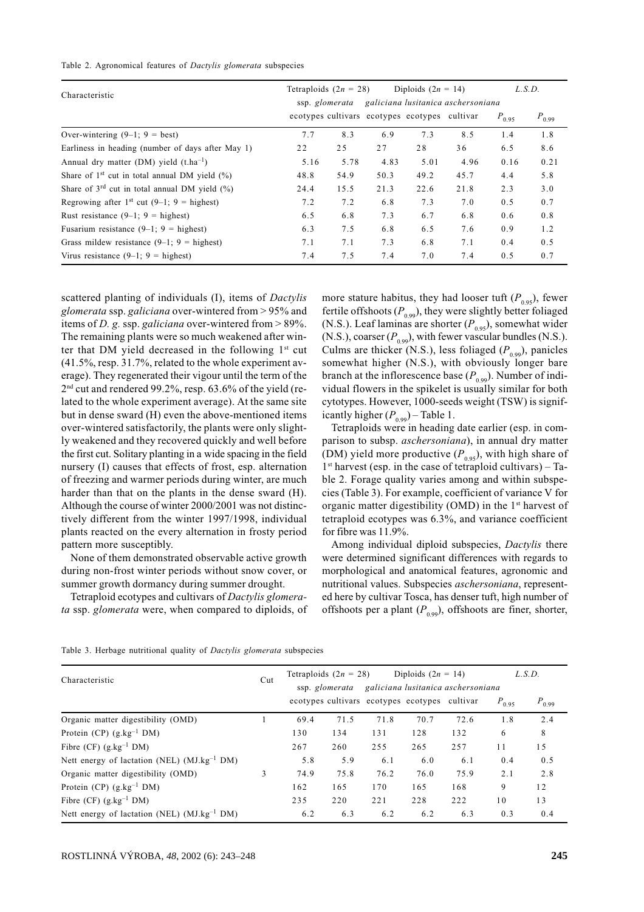Table 2. Agronomical features of *Dactylis glomerata* subspecies

| Characteristic | Tetraploids ($2n = 28$) ssp. *glomerata* | | Diploids ($2n = 14$) | | | L.S.D. | |
|---|---|---|---|---|---|---|---|
| | | | *galiciana* | *lusitanica* | *aschersoniana* | | |
| | ecotypes | cultivars | ecotypes | ecotypes | cultivar | $P_{0.95}$ | $P_{0.99}$ |
| Over-wintering (9–1; 9 = best) | 7.7 | 8.3 | 6.9 | 7.3 | 8.5 | 1.4 | 1.8 |
| Earliness in heading (number of days after May 1) | 22 | 25 | 27 | 28 | 36 | 6.5 | 8.6 |
| Annual dry matter (DM) yield ($t.ha^{-1}$) | 5.16 | 5.78 | 4.83 | 5.01 | 4.96 | 0.16 | 0.21 |
| Share of 1st cut in total annual DM yield (%) | 48.8 | 54.9 | 50.3 | 49.2 | 45.7 | 4.4 | 5.8 |
| Share of 3rd cut in total annual DM yield (%) | 24.4 | 15.5 | 21.3 | 22.6 | 21.8 | 2.3 | 3.0 |
| Regrowing after 1st cut (9–1; 9 = highest) | 7.2 | 7.2 | 6.8 | 7.3 | 7.0 | 0.5 | 0.7 |
| Rust resistance (9–1; 9 = highest) | 6.5 | 6.8 | 7.3 | 6.7 | 6.8 | 0.6 | 0.8 |
| Fusarium resistance (9–1; 9 = highest) | 6.3 | 7.5 | 6.8 | 6.5 | 7.6 | 0.9 | 1.2 |
| Grass mildew resistance (9–1; 9 = highest) | 7.1 | 7.1 | 7.3 | 6.8 | 7.1 | 0.4 | 0.5 |
| Virus resistance (9–1; 9 = highest) | 7.4 | 7.5 | 7.4 | 7.0 | 7.4 | 0.5 | 0.7 |

scattered planting of individuals (I), items of *Dactylis glomerata* ssp. *galiciana* over-wintered from > 95% and items of *D. g.* ssp. *galiciana* over-wintered from > 89%. The remaining plants were so much weakened after winter that DM yield decreased in the following 1st cut (41.5%, resp. 31.7%, related to the whole experiment average). They regenerated their vigour until the term of the 2nd cut and rendered 99.2%, resp. 63.6% of the yield (related to the whole experiment average). At the same site but in dense sward (H) even the above-mentioned items over-wintered satisfactorily, the plants were only slightly weakened and they recovered quickly and well before the first cut. Solitary planting in a wide spacing in the field nursery (I) causes that effects of frost, esp. alternation of freezing and warmer periods during winter, are much harder than that on the plants in the dense sward (H). Although the course of winter 2000/2001 was not distinctively different from the winter 1997/1998, individual plants reacted on the every alternation in frosty period pattern more susceptibly.

None of them demonstrated observable active growth during non-frost winter periods without snow cover, or summer growth dormancy during summer drought.

Tetraploid ecotypes and cultivars of *Dactylis glomerata* ssp. *glomerata* were, when compared to diploids, of more stature habitus, they had looser tuft ($P_{0.95}$), fewer fertile offshoots ($P_{0.99}$), they were slightly better foliaged (N.S.). Leaf laminas are shorter ($P_{0.95}$), somewhat wider (N.S.), coarser ($P_{0.99}$), with fewer vascular bundles (N.S.). Culms are thicker (N.S.), less foliaged ($P_{0.99}$), panicles somewhat higher (N.S.), with obviously longer bare branch at the inflorescence base ($P_{0.99}$). Number of individual flowers in the spikelet is usually similar for both cytotypes. However, 1000-seeds weight (TSW) is significantly higher ($P_{0.99}$) – Table 1.

Tetraploids were in heading date earlier (esp. in comparison to subsp. *aschersoniana*), in annual dry matter (DM) yield more productive ($P_{0.95}$), with high share of 1st harvest (esp. in the case of tetraploid cultivars) – Table 2. Forage quality varies among and within subspecies (Table 3). For example, coefficient of variance V for organic matter digestibility (OMD) in the 1st harvest of tetraploid ecotypes was 6.3%, and variance coefficient for fibre was 11.9%.

Among individual diploid subspecies, *Dactylis* there were determined significant differences with regards to morphological and anatomical features, agronomic and nutritional values. Subspecies *aschersoniana*, represented here by cultivar Tosca, has denser tuft, high number of offshoots per a plant ($P_{0.99}$), offshoots are finer, shorter,

Table 3. Herbage nutritional quality of *Dactylis glomerata* subspecies

| Characteristic | Cut | Tetraploids ($2n = 28$) ssp. *glomerata* | | Diploids ($2n = 14$) | | | L.S.D. | |
|---|---|---|---|---|---|---|---|---|
| | | | | *galiciana* | *lusitanica* | *aschersoniana* | | |
| | | ecotypes | cultivars | ecotypes | ecotypes | cultivar | $P_{0.95}$ | $P_{0.99}$ |
| Organic matter digestibility (OMD) | 1 | 69.4 | 71.5 | 71.8 | 70.7 | 72.6 | 1.8 | 2.4 |
| Protein (CP) ($g.kg^{-1}$ DM) | | 130 | 134 | 131 | 128 | 132 | 6 | 8 |
| Fibre (CF) ($g.kg^{-1}$ DM) | | 267 | 260 | 255 | 265 | 257 | 11 | 15 |
| Nett energy of lactation (NEL) ($MJ.kg^{-1}$ DM) | | 5.8 | 5.9 | 6.1 | 6.0 | 6.1 | 0.4 | 0.5 |
| Organic matter digestibility (OMD) | 3 | 74.9 | 75.8 | 76.2 | 76.0 | 75.9 | 2.1 | 2.8 |
| Protein (CP) ($g.kg^{-1}$ DM) | | 162 | 165 | 170 | 165 | 168 | 9 | 12 |
| Fibre (CF) ($g.kg^{-1}$ DM) | | 235 | 220 | 221 | 228 | 222 | 10 | 13 |
| Nett energy of lactation (NEL) ($MJ.kg^{-1}$ DM) | | 6.2 | 6.3 | 6.2 | 6.2 | 6.3 | 0.3 | 0.4 |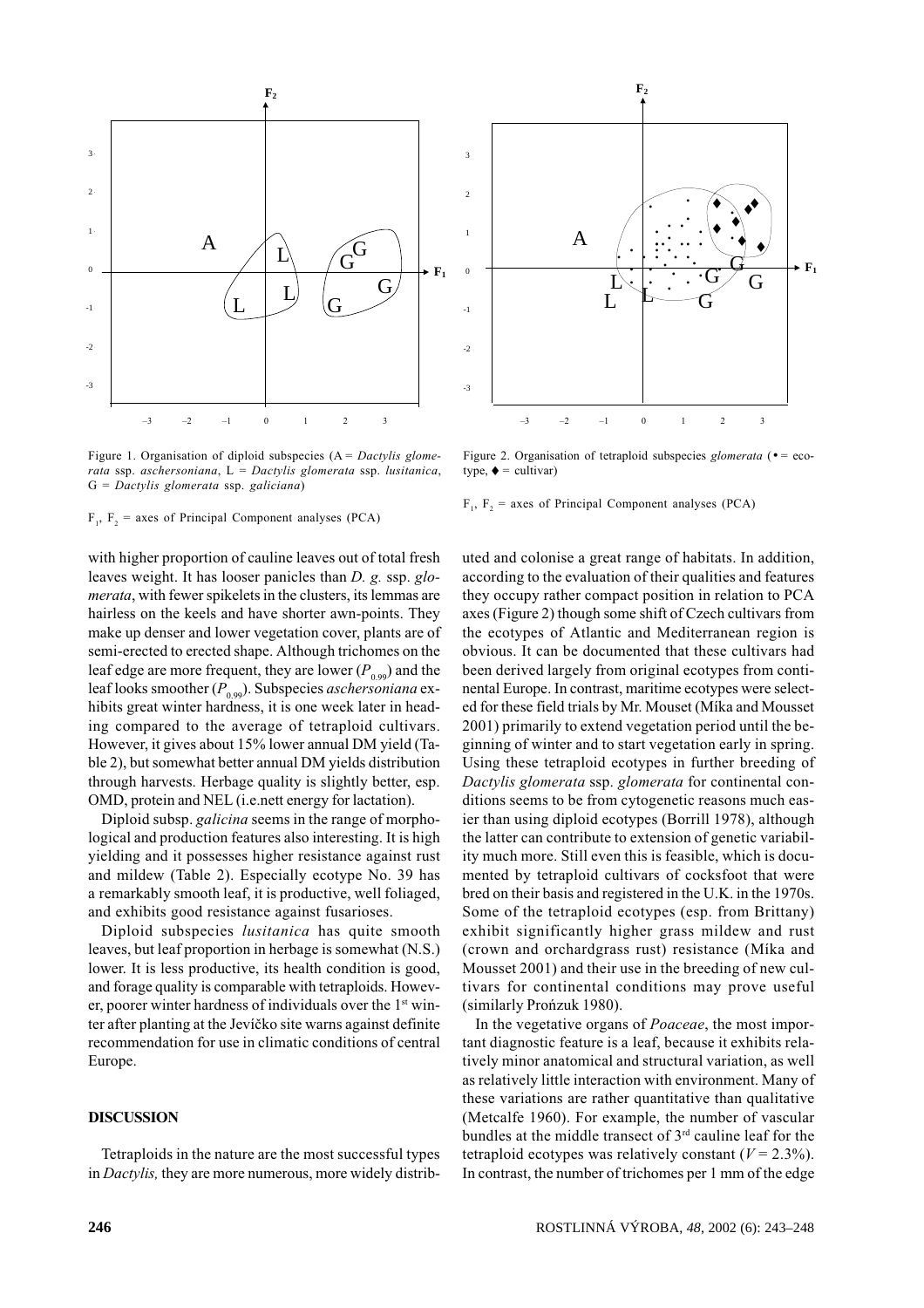Figure 1. Organisation of diploid subspecies (A = *Dactylis glomerata* ssp. *aschersoniana*, L = *Dactylis glomerata* ssp. *lusitanica*, G = *Dactylis glomerata* ssp. *galiciana*)

$F_1$, $F_2$ = axes of Principal Component analyses (PCA)

Figure 2. Organisation of tetraploid subspecies *glomerata* (• = ecotype, ♦ = cultivar)

$F_1$, $F_2$ = axes of Principal Component analyses (PCA)

with higher proportion of cauline leaves out of total fresh leaves weight. It has looser panicles than *D. g.* ssp. *glomerata*, with fewer spikelets in the clusters, its lemmas are hairless on the keels and have shorter awn-points. They make up denser and lower vegetation cover, plants are of semi-erected to erected shape. Although trichomes on the leaf edge are more frequent, they are lower ($P_{0.99}$) and the leaf looks smoother ($P_{0.99}$). Subspecies *aschersoniana* exhibits great winter hardness, it is one week later in heading compared to the average of tetraploid cultivars. However, it gives about 15% lower annual DM yield (Table 2), but somewhat better annual DM yields distribution through harvests. Herbage quality is slightly better, esp. OMD, protein and NEL (i.e.nett energy for lactation).

Diploid subsp. *galicina* seems in the range of morphological and production features also interesting. It is high yielding and it possesses higher resistance against rust and mildew (Table 2). Especially ecotype No. 39 has a remarkably smooth leaf, it is productive, well foliaged, and exhibits good resistance against fusarioses.

Diploid subspecies *lusitanica* has quite smooth leaves, but leaf proportion in herbage is somewhat (N.S.) lower. It is less productive, its health condition is good, and forage quality is comparable with tetraploids. However, poorer winter hardness of individuals over the 1st winter after planting at the Jevíčko site warns against definite recommendation for use in climatic conditions of central Europe.

## DISCUSSION

Tetraploids in the nature are the most successful types in *Dactylis,* they are more numerous, more widely distributed and colonise a great range of habitats. In addition, according to the evaluation of their qualities and features they occupy rather compact position in relation to PCA axes (Figure 2) though some shift of Czech cultivars from the ecotypes of Atlantic and Mediterranean region is obvious. It can be documented that these cultivars had been derived largely from original ecotypes from continental Europe. In contrast, maritime ecotypes were selected for these field trials by Mr. Mouset (Míka and Mousset 2001) primarily to extend vegetation period until the beginning of winter and to start vegetation early in spring. Using these tetraploid ecotypes in further breeding of *Dactylis glomerata* ssp. *glomerata* for continental conditions seems to be from cytogenetic reasons much easier than using diploid ecotypes (Borrill 1978), although the latter can contribute to extension of genetic variability much more. Still even this is feasible, which is documented by tetraploid cultivars of cocksfoot that were bred on their basis and registered in the U.K. in the 1970s. Some of the tetraploid ecotypes (esp. from Brittany) exhibit significantly higher grass mildew and rust (crown and orchardgrass rust) resistance (Míka and Mousset 2001) and their use in the breeding of new cultivars for continental conditions may prove useful (similarly Prońzuk 1980).

In the vegetative organs of *Poaceae*, the most important diagnostic feature is a leaf, because it exhibits relatively minor anatomical and structural variation, as well as relatively little interaction with environment. Many of these variations are rather quantitative than qualitative (Metcalfe 1960). For example, the number of vascular bundles at the middle transect of 3rd cauline leaf for the tetraploid ecotypes was relatively constant ($V = 2.3\%$). In contrast, the number of trichomes per 1 mm of the edge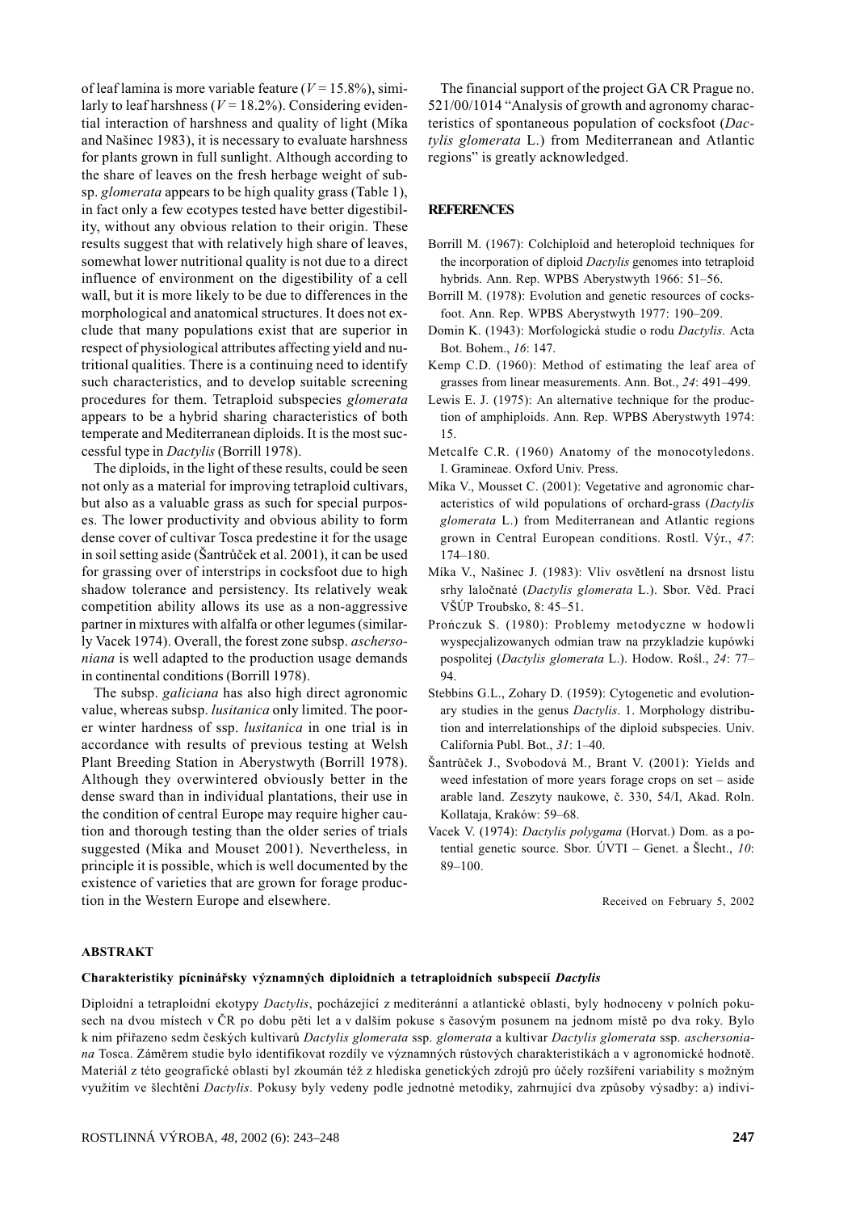of leaf lamina is more variable feature ($V$ = 15.8%), similarly to leaf harshness ($V$ = 18.2%). Considering evidential interaction of harshness and quality of light (Míka and Našinec 1983), it is necessary to evaluate harshness for plants grown in full sunlight. Although according to the share of leaves on the fresh herbage weight of subsp. *glomerata* appears to be high quality grass (Table 1), in fact only a few ecotypes tested have better digestibility, without any obvious relation to their origin. These results suggest that with relatively high share of leaves, somewhat lower nutritional quality is not due to a direct influence of environment on the digestibility of a cell wall, but it is more likely to be due to differences in the morphological and anatomical structures. It does not exclude that many populations exist that are superior in respect of physiological attributes affecting yield and nutritional qualities. There is a continuing need to identify such characteristics, and to develop suitable screening procedures for them. Tetraploid subspecies *glomerata* appears to be a hybrid sharing characteristics of both temperate and Mediterranean diploids. It is the most successful type in *Dactylis* (Borrill 1978).

The diploids, in the light of these results, could be seen not only as a material for improving tetraploid cultivars, but also as a valuable grass as such for special purposes. The lower productivity and obvious ability to form dense cover of cultivar Tosca predestine it for the usage in soil setting aside (Šantrůček et al. 2001), it can be used for grassing over of interstrips in cocksfoot due to high shadow tolerance and persistency. Its relatively weak competition ability allows its use as a non-aggressive partner in mixtures with alfalfa or other legumes (similarly Vacek 1974). Overall, the forest zone subsp. *aschersoniana* is well adapted to the production usage demands in continental conditions (Borrill 1978).

The subsp. *galiciana* has also high direct agronomic value, whereas subsp. *lusitanica* only limited. The poorer winter hardness of ssp. *lusitanica* in one trial is in accordance with results of previous testing at Welsh Plant Breeding Station in Aberystwyth (Borrill 1978). Although they overwintered obviously better in the dense sward than in individual plantations, their use in the condition of central Europe may require higher caution and thorough testing than the older series of trials suggested (Míka and Mouset 2001). Nevertheless, in principle it is possible, which is well documented by the existence of varieties that are grown for forage production in the Western Europe and elsewhere.

The financial support of the project GA CR Prague no. 521/00/1014 "Analysis of growth and agronomy characteristics of spontaneous population of cocksfoot (*Dactylis glomerata* L.) from Mediterranean and Atlantic regions" is greatly acknowledged.

## REFERENCES

Borrill M. (1967): Colchiploid and heteroploid techniques for the incorporation of diploid *Dactylis* genomes into tetraploid hybrids. Ann. Rep. WPBS Aberystwyth 1966: 51–56.

Borrill M. (1978): Evolution and genetic resources of cocksfoot. Ann. Rep. WPBS Aberystwyth 1977: 190–209.

Domin K. (1943): Morfologická studie o rodu *Dactylis*. Acta Bot. Bohem., *16*: 147.

Kemp C.D. (1960): Method of estimating the leaf area of grasses from linear measurements. Ann. Bot., *24*: 491–499.

Lewis E. J. (1975): An alternative technique for the production of amphiploids. Ann. Rep. WPBS Aberystwyth 1974: 15.

Metcalfe C.R. (1960) Anatomy of the monocotyledons. I. Gramineae. Oxford Univ. Press.

Míka V., Mousset C. (2001): Vegetative and agronomic characteristics of wild populations of orchard-grass (*Dactylis glomerata* L.) from Mediterranean and Atlantic regions grown in Central European conditions. Rostl. Výr., *47*: 174–180.

Míka V., Našinec J. (1983): Vliv osvětlení na drsnost listu srhy laločnaté (*Dactylis glomerata* L.). Sbor. Věd. Prací VŠÚP Troubsko, 8: 45–51.

Prończuk S. (1980): Problemy metodyczne w hodowli wyspecjalizowanych odmian traw na przykladzie kupówki pospolitej (*Dactylis glomerata* L.). Hodow. Rośl., *24*: 77–94.

Stebbins G.L., Zohary D. (1959): Cytogenetic and evolutionary studies in the genus *Dactylis*. 1. Morphology distribution and interrelationships of the diploid subspecies. Univ. California Publ. Bot., *31*: 1–40.

Šantrůček J., Svobodová M., Brant V. (2001): Yields and weed infestation of more years forage crops on set – aside arable land. Zeszyty naukowe, č. 330, 54/I, Akad. Roln. Kollataja, Kraków: 59–68.

Vacek V. (1974): *Dactylis polygama* (Horvat.) Dom. as a potential genetic source. Sbor. ÚVTI – Genet. a Šlecht., *10*: 89–100.

Received on February 5, 2002

## ABSTRAKT

### Charakteristiky pícninářsky významných diploidních a tetraploidních subspecií *Dactylis*

Diploidní a tetraploidní ekotypy *Dactylis*, pocházející z mediteránní a atlantické oblasti, byly hodnoceny v polních pokusech na dvou místech v ČR po dobu pěti let a v dalším pokuse s časovým posunem na jednom místě po dva roky. Bylo k nim přiřazeno sedm českých kultivarů *Dactylis glomerata* ssp. *glomerata* a kultivar *Dactylis glomerata* ssp. *aschersoniana* Tosca. Záměrem studie bylo identifikovat rozdíly ve významných růstových charakteristikách a v agronomické hodnotě. Materiál z této geografické oblasti byl zkoumán též z hlediska genetických zdrojů pro účely rozšíření variability s možným využitím ve šlechtění *Dactylis*. Pokusy byly vedeny podle jednotné metodiky, zahrnující dva způsoby výsadby: a) indivi-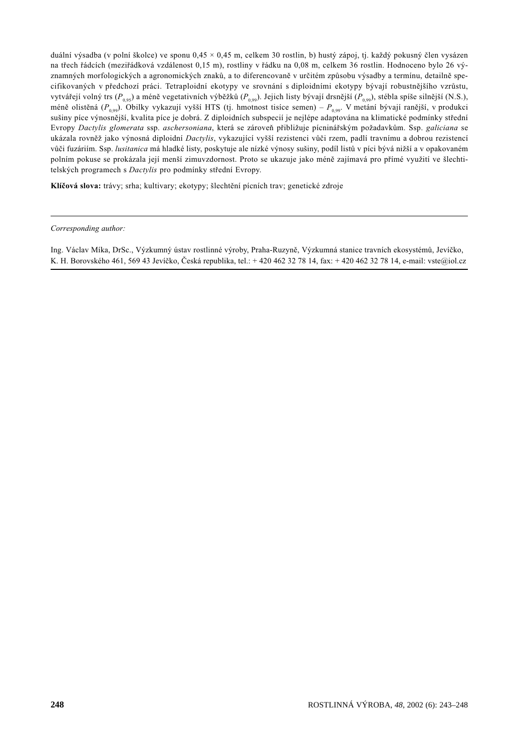duální výsadba (v polní školce) ve sponu 0,45 × 0,45 m, celkem 30 rostlin, b) hustý zápoj, tj. každý pokusný člen vysázen na třech řádcích (meziřádková vzdálenost 0,15 m), rostliny v řádku na 0,08 m, celkem 36 rostlin. Hodnoceno bylo 26 významných morfologických a agronomických znaků, a to diferencovaně v určitém způsobu výsadby a termínu, detailně specifikovaných v předchozí práci. Tetraploidní ekotypy ve srovnání s diploidními ekotypy bývají robustnějšího vzrůstu, vytvářejí volný trs ($P_{0,95}$) a méně vegetativních výběžků ($P_{0,99}$). Jejich listy bývají drsnější ($P_{0,99}$), stébla spíše silnější (N.S.), méně olistěná ($P_{0,99}$). Obilky vykazují vyšší HTS (tj. hmotnost tisíce semen) – $P_{0,99}$. V metání bývají ranější, v produkci sušiny píce výnosnější, kvalita píce je dobrá. Z diploidních subspecií je nejlépe adaptována na klimatické podmínky střední Evropy *Dactylis glomerata* ssp. *aschersoniana*, která se zároveň přibližuje pícninářským požadavkům. Ssp. *galiciana* se ukázala rovněž jako výnosná diploidní *Dactylis*, vykazující vyšší rezistenci vůči rzem, padlí travnímu a dobrou rezistencí vůči fuzáriím. Ssp. *lusitanica* má hladké listy, poskytuje ale nízké výnosy sušiny, podíl listů v píci bývá nižší a v opakovaném polním pokuse se prokázala její menší zimuvzdornost. Proto se ukazuje jako méně zajímavá pro přímé využití ve šlechtitelských programech s *Dactylis* pro podmínky střední Evropy.

**Klíčová slova:** trávy; srha; kultivary; ekotypy; šlechtění pícních trav; genetické zdroje

---

*Corresponding author:*

Ing. Václav Míka, DrSc., Výzkumný ústav rostlinné výroby, Praha-Ruzyně, Výzkumná stanice travních ekosystémů, Jevíčko, K. H. Borovského 461, 569 43 Jevíčko, Česká republika, tel.: + 420 462 32 78 14, fax: + 420 462 32 78 14, e-mail: vste@iol.cz